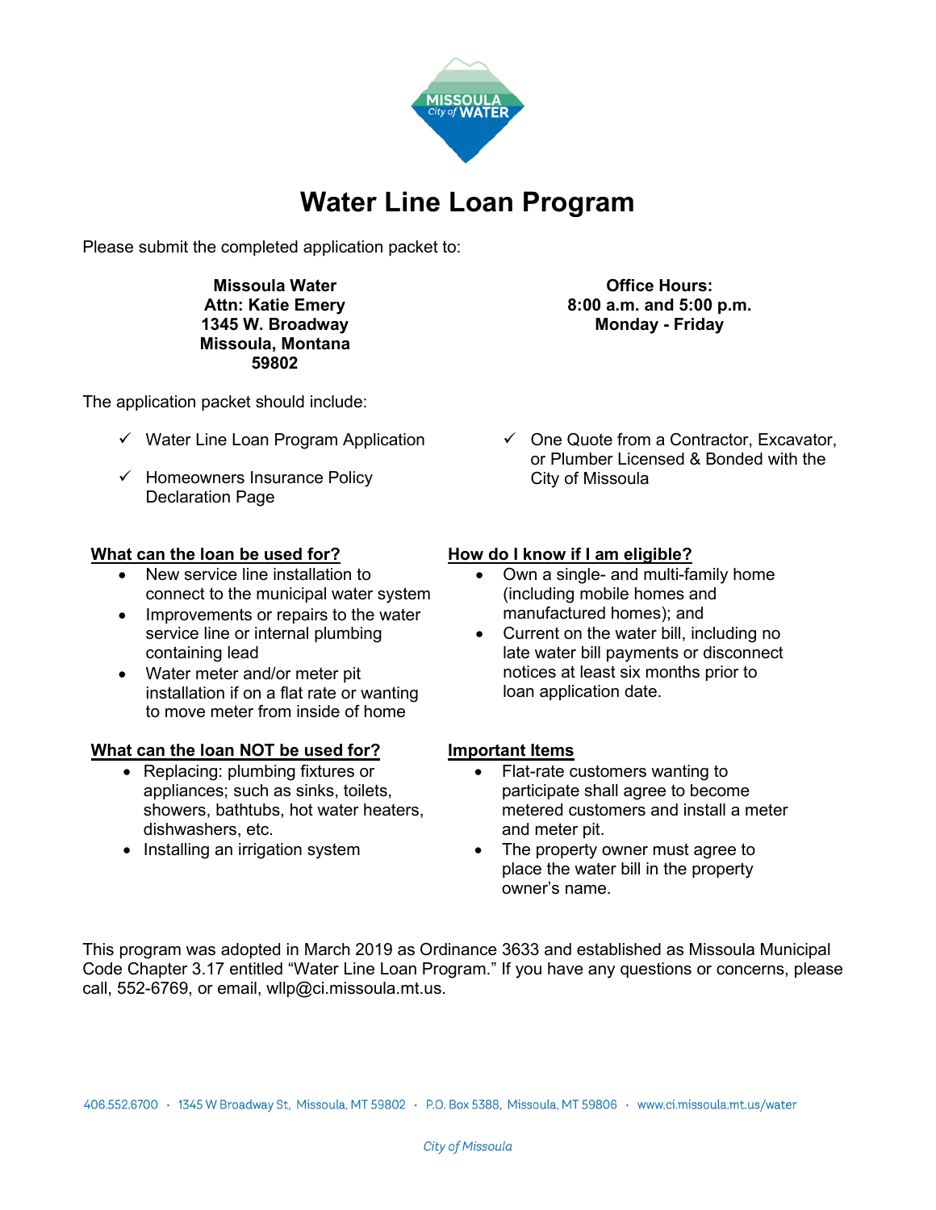# Water Line Loan Program

Please submit the completed application packet to:

**Missoula Water**
**Attn: Katie Emery**
**1345 W. Broadway**
**Missoula, Montana**
**59802**

**Office Hours:**
**8:00 a.m. and 5:00 p.m.**
**Monday - Friday**

The application packet should include:

- ✓ Water Line Loan Program Application
- ✓ Homeowners Insurance Policy Declaration Page
- ✓ One Quote from a Contractor, Excavator, or Plumber Licensed & Bonded with the City of Missoula

## What can the loan be used for?

- New service line installation to connect to the municipal water system
- Improvements or repairs to the water service line or internal plumbing containing lead
- Water meter and/or meter pit installation if on a flat rate or wanting to move meter from inside of home

## What can the loan NOT be used for?

- Replacing: plumbing fixtures or appliances; such as sinks, toilets, showers, bathtubs, hot water heaters, dishwashers, etc.
- Installing an irrigation system

## How do I know if I am eligible?

- Own a single- and multi-family home (including mobile homes and manufactured homes); and
- Current on the water bill, including no late water bill payments or disconnect notices at least six months prior to loan application date.

## Important Items

- Flat-rate customers wanting to participate shall agree to become metered customers and install a meter and meter pit.
- The property owner must agree to place the water bill in the property owner's name.

This program was adopted in March 2019 as Ordinance 3633 and established as Missoula Municipal Code Chapter 3.17 entitled "Water Line Loan Program." If you have any questions or concerns, please call, 552-6769, or email, wllp@ci.missoula.mt.us.

406.552.6700 · 1345 W Broadway St, Missoula, MT 59802 · P.O. Box 5388, Missoula, MT 59806 · www.ci.missoula.mt.us/water

*City of Missoula*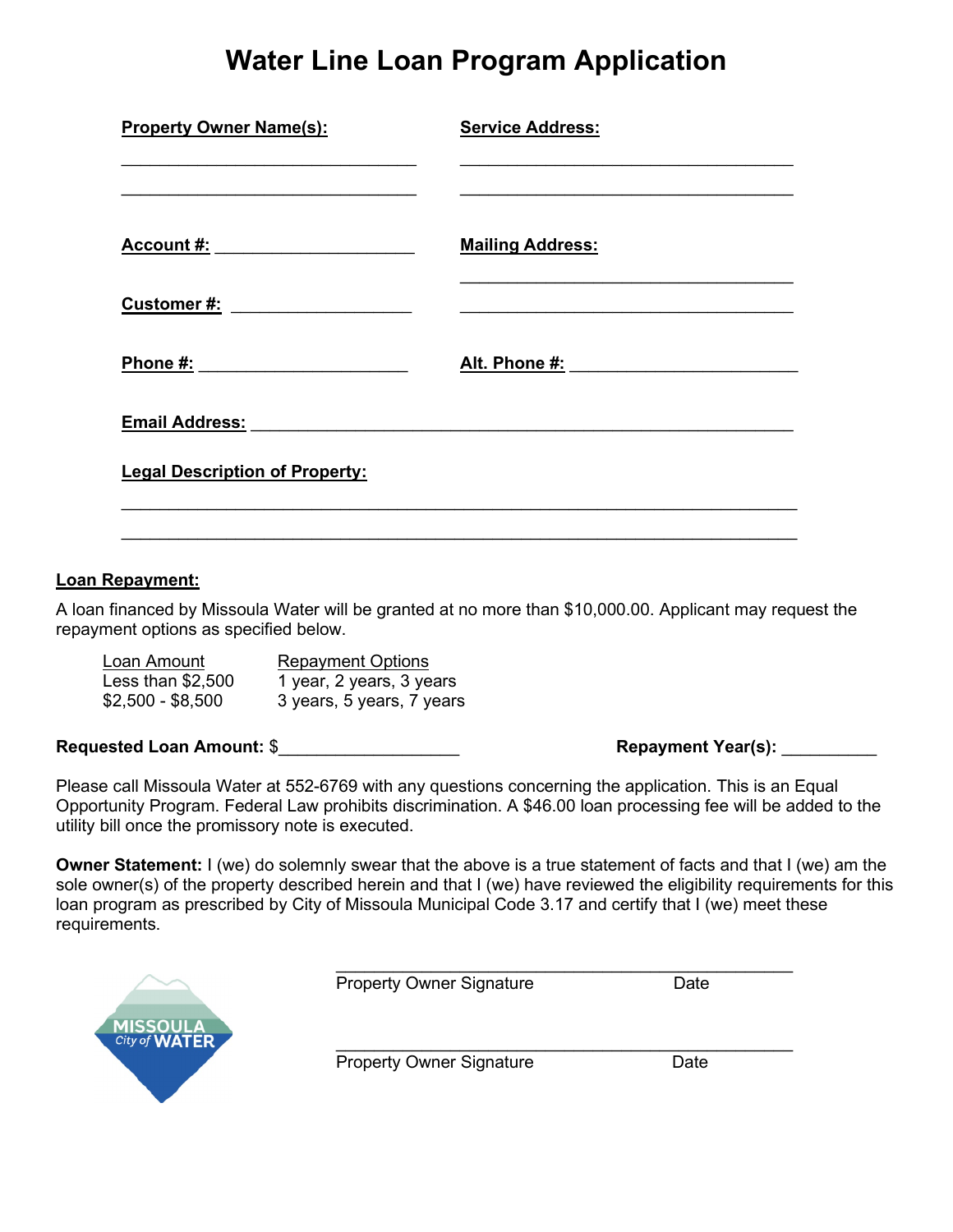# Water Line Loan Program Application

**Property Owner Name(s):**

______________________________

______________________________

**Service Address:**

______________________________

______________________________

**Account #:** ____________________

**Customer #:** ____________________

**Mailing Address:**

______________________________

______________________________

**Phone #:** ____________________

**Alt. Phone #:** ____________________

**Email Address:** ______________________________________________

**Legal Description of Property:**

______________________________________________________________

______________________________________________________________

**Loan Repayment:**

A loan financed by Missoula Water will be granted at no more than $10,000.00. Applicant may request the repayment options as specified below.

| Loan Amount | Repayment Options |
|---|---|
| Less than $2,500 | 1 year, 2 years, 3 years |
| $2,500 - $8,500 | 3 years, 5 years, 7 years |

**Requested Loan Amount:** $__________________ **Repayment Year(s):** __________

Please call Missoula Water at 552-6769 with any questions concerning the application. This is an Equal Opportunity Program. Federal Law prohibits discrimination. A $46.00 loan processing fee will be added to the utility bill once the promissory note is executed.

**Owner Statement:** I (we) do solemnly swear that the above is a true statement of facts and that I (we) am the sole owner(s) of the property described herein and that I (we) have reviewed the eligibility requirements for this loan program as prescribed by City of Missoula Municipal Code 3.17 and certify that I (we) meet these requirements.

MISSOULA City of WATER

______________________________________________
Property Owner Signature Date

______________________________________________
Property Owner Signature Date